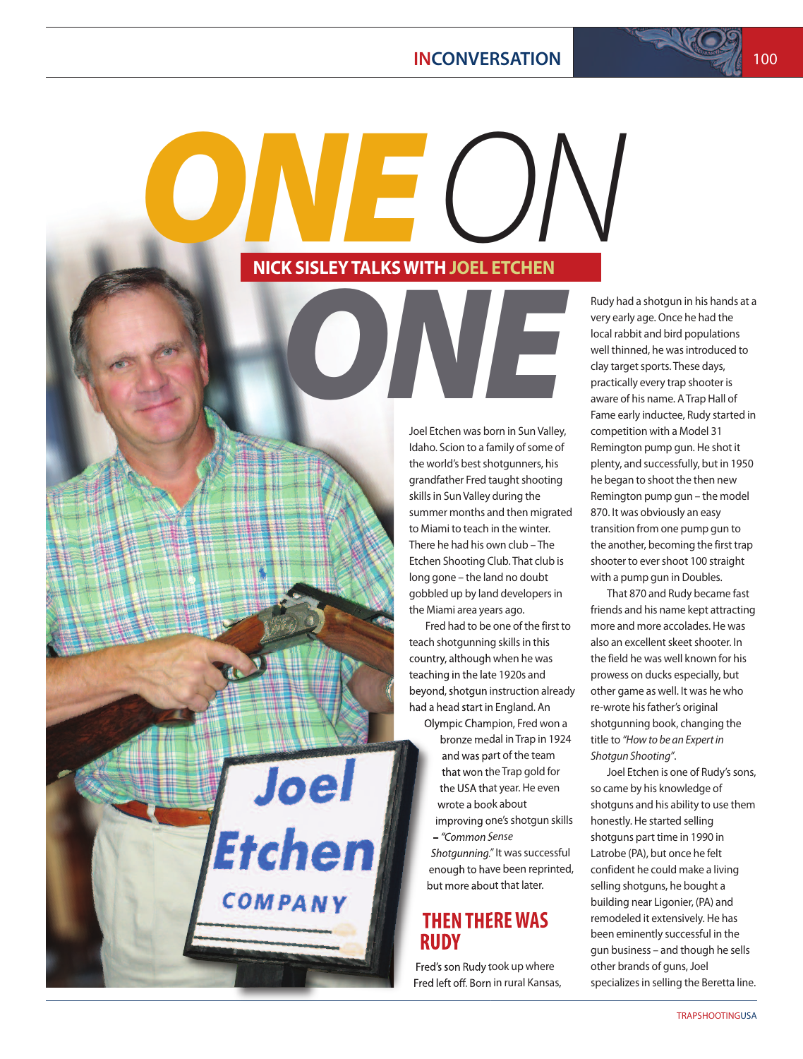# ONE ON ONE

## NICK SISLEY TALKS WITH JOEL ETCHEN

Joel Etchen was born in Sun Valley, Idaho. Scion to a family of some of the world's best shotgunners, his grandfather Fred taught shooting skills in Sun Valley during the summer months and then migrated to Miami to teach in the winter. There he had his own club – The Etchen Shooting Club. That club is long gone – the land no doubt gobbled up by land developers in the Miami area years ago.

Fred had to be one of the first to teach shotgunning skills in this country, although when he was teaching in the late 1920s and beyond, shotgun instruction already had a head start in England. An Olympic Champion, Fred won a bronze medal in Trap in 1924 and was part of the team that won the Trap gold for the USA that year. He even wrote a book about improving one's shotgun skills – *"Common Sense Shotgunning."* It was successful enough to have been reprinted, but more about that later.

## THEN THERE WAS RUDY

Fred's son Rudy took up where Fred left off. Born in rural Kansas, Rudy had a shotgun in his hands at a very early age. Once he had the local rabbit and bird populations well thinned, he was introduced to clay target sports. These days, practically every trap shooter is aware of his name. A Trap Hall of Fame early inductee, Rudy started in competition with a Model 31 Remington pump gun. He shot it plenty, and successfully, but in 1950 he began to shoot the then new Remington pump gun – the model 870. It was obviously an easy transition from one pump gun to the another, becoming the first trap shooter to ever shoot 100 straight with a pump gun in Doubles.

That 870 and Rudy became fast friends and his name kept attracting more and more accolades. He was also an excellent skeet shooter. In the field he was well known for his prowess on ducks especially, but other game as well. It was he who re-wrote his father's original shotgunning book, changing the title to *"How to be an Expert in Shotgun Shooting"*.

Joel Etchen is one of Rudy's sons, so came by his knowledge of shotguns and his ability to use them honestly. He started selling shotguns part time in 1990 in Latrobe (PA), but once he felt confident he could make a living selling shotguns, he bought a building near Ligonier, (PA) and remodeled it extensively. He has been eminently successful in the gun business – and though he sells other brands of guns, Joel specializes in selling the Beretta line.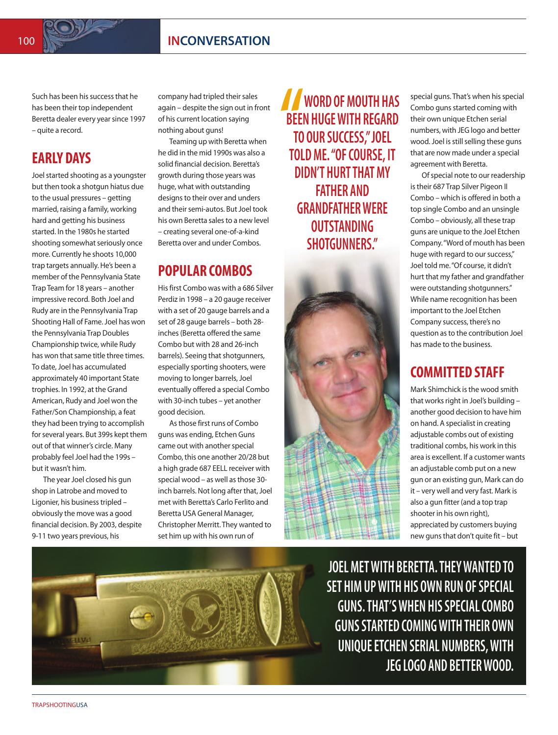Such has been his success that he has been their top independent Beretta dealer every year since 1997 – quite a record.

## EARLY DAYS

Joel started shooting as a youngster but then took a shotgun hiatus due to the usual pressures – getting married, raising a family, working hard and getting his business started. In the 1980s he started shooting somewhat seriously once more. Currently he shoots 10,000 trap targets annually. He's been a member of the Pennsylvania State Trap Team for 18 years – another impressive record. Both Joel and Rudy are in the Pennsylvania Trap Shooting Hall of Fame. Joel has won the Pennsylvania Trap Doubles Championship twice, while Rudy has won that same title three times. To date, Joel has accumulated approximately 40 important State trophies. In 1992, at the Grand American, Rudy and Joel won the Father/Son Championship, a feat they had been trying to accomplish for several years. But 399s kept them out of that winner's circle. Many probably feel Joel had the 199s – but it wasn't him.

The year Joel closed his gun shop in Latrobe and moved to Ligonier, his business tripled – obviously the move was a good financial decision. By 2003, despite 9-11 two years previous, his company had tripled their sales again – despite the sign out in front of his current location saying nothing about guns!

Teaming up with Beretta when he did in the mid 1990s was also a solid financial decision. Beretta's growth during those years was huge, what with outstanding designs to their over and unders and their semi-autos. But Joel took his own Beretta sales to a new level – creating several one-of-a-kind Beretta over and under Combos.

## POPULAR COMBOS

His first Combo was with a 686 Silver Perdiz in 1998 – a 20 gauge receiver with a set of 20 gauge barrels and a set of 28 gauge barrels – both 28-inches (Beretta offered the same Combo but with 28 and 26-inch barrels). Seeing that shotgunners, especially sporting shooters, were moving to longer barrels, Joel eventually offered a special Combo with 30-inch tubes – yet another good decision.

As those first runs of Combo guns was ending, Etchen Guns came out with another special Combo, this one another 20/28 but a high grade 687 EELL receiver with special wood – as well as those 30-inch barrels. Not long after that, Joel met with Beretta's Carlo Ferlito and Beretta USA General Manager, Christopher Merritt. They wanted to set him up with his own run of special guns. That's when his special Combo guns started coming with their own unique Etchen serial numbers, with JEG logo and better wood. Joel is still selling these guns that are now made under a special agreement with Beretta.

> "WORD OF MOUTH HAS BEEN HUGE WITH REGARD TO OUR SUCCESS," JOEL TOLD ME. "OF COURSE, IT DIDN'T HURT THAT MY FATHER AND GRANDFATHER WERE OUTSTANDING SHOTGUNNERS."

Of special note to our readership is their 687 Trap Silver Pigeon II Combo – which is offered in both a top single Combo and an unsingle Combo – obviously, all these trap guns are unique to the Joel Etchen Company. "Word of mouth has been huge with regard to our success," Joel told me. "Of course, it didn't hurt that my father and grandfather were outstanding shotgunners." While name recognition has been important to the Joel Etchen Company success, there's no question as to the contribution Joel has made to the business.

## COMMITTED STAFF

Mark Shimchick is the wood smith that works right in Joel's building – another good decision to have him on hand. A specialist in creating adjustable combs out of existing traditional combs, his work in this area is excellent. If a customer wants an adjustable comb put on a new gun or an existing gun, Mark can do it – very well and very fast. Mark is also a gun fitter (and a top trap shooter in his own right), appreciated by customers buying new guns that don't quite fit – but

> JOEL MET WITH BERETTA. THEY WANTED TO SET HIM UP WITH HIS OWN RUN OF SPECIAL GUNS. THAT'S WHEN HIS SPECIAL COMBO GUNS STARTED COMING WITH THEIR OWN UNIQUE ETCHEN SERIAL NUMBERS, WITH JEG LOGO AND BETTER WOOD.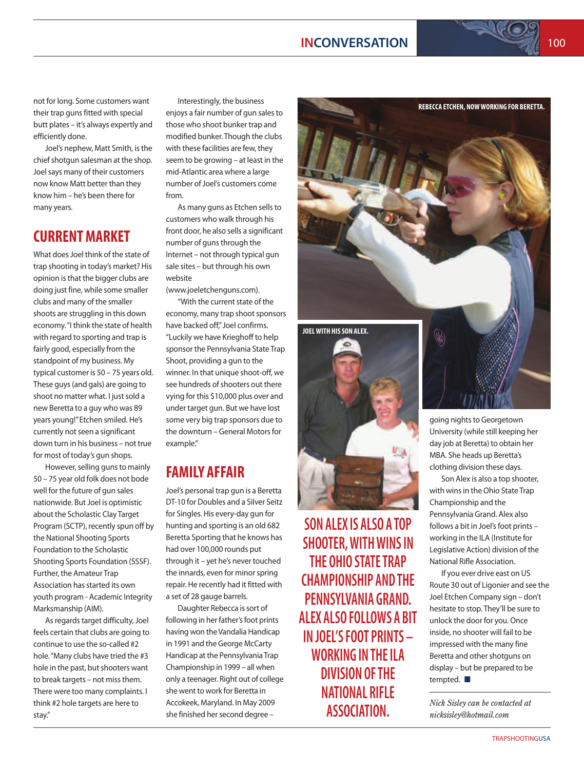not for long. Some customers want their trap guns fitted with special butt plates – it's always expertly and efficiently done.

Joel's nephew, Matt Smith, is the chief shotgun salesman at the shop. Joel says many of their customers now know Matt better than they know him – he's been there for many years.

## CURRENT MARKET

What does Joel think of the state of trap shooting in today's market? His opinion is that the bigger clubs are doing just fine, while some smaller clubs and many of the smaller shoots are struggling in this down economy. "I think the state of health with regard to sporting and trap is fairly good, especially from the standpoint of my business. My typical customer is 50 – 75 years old. These guys (and gals) are going to shoot no matter what. I just sold a new Beretta to a guy who was 89 years young!" Etchen smiled. He's currently not seen a significant down turn in his business – not true for most of today's gun shops.

However, selling guns to mainly 50 – 75 year old folk does not bode well for the future of gun sales nationwide. But Joel is optimistic about the Scholastic Clay Target Program (SCTP), recently spun off by the National Shooting Sports Foundation to the Scholastic Shooting Sports Foundation (SSSF). Further, the Amateur Trap Association has started its own youth program - Academic Integrity Marksmanship (AIM).

As regards target difficulty, Joel feels certain that clubs are going to continue to use the so-called #2 hole. "Many clubs have tried the #3 hole in the past, but shooters want to break targets – not miss them. There were too many complaints. I think #2 hole targets are here to stay."

Interestingly, the business enjoys a fair number of gun sales to those who shoot bunker trap and modified bunker. Though the clubs with these facilities are few, they seem to be growing – at least in the mid-Atlantic area where a large number of Joel's customers come from.

As many guns as Etchen sells to customers who walk through his front door, he also sells a significant number of guns through the Internet – not through typical gun sale sites – but through his own website (www.joeletchenguns.com).

"With the current state of the economy, many trap shoot sponsors have backed off," Joel confirms. "Luckily we have Krieghoff to help sponsor the Pennsylvania State Trap Shoot, providing a gun to the winner. In that unique shoot-off, we see hundreds of shooters out there vying for this $10,000 plus over and under target gun. But we have lost some very big trap sponsors due to the downturn – General Motors for example."

## FAMILY AFFAIR

Joel's personal trap gun is a Beretta DT-10 for Doubles and a Silver Seitz for Singles. His every-day gun for hunting and sporting is an old 682 Beretta Sporting that he knows has had over 100,000 rounds put through it – yet he's never touched the innards, even for minor spring repair. He recently had it fitted with a set of 28 gauge barrels.

Daughter Rebecca is sort of following in her father's foot prints having won the Vandalia Handicap in 1991 and the George McCarty Handicap at the Pennsylvania Trap Championship in 1999 – all when only a teenager. Right out of college she went to work for Beretta in Accokeek, Maryland. In May 2009 she finished her second degree – going nights to Georgetown University (while still keeping her day job at Beretta) to obtain her MBA. She heads up Beretta's clothing division these days.

REBECCA ETCHEN, NOW WORKING FOR BERETTA.

JOEL WITH HIS SON ALEX.

**SON ALEX IS ALSO A TOP SHOOTER, WITH WINS IN THE OHIO STATE TRAP CHAMPIONSHIP AND THE PENNSYLVANIA GRAND. ALEX ALSO FOLLOWS A BIT IN JOEL'S FOOT PRINTS – WORKING IN THE ILA DIVISION OF THE NATIONAL RIFLE ASSOCIATION.**

Son Alex is also a top shooter, with wins in the Ohio State Trap Championship and the Pennsylvania Grand. Alex also follows a bit in Joel's foot prints – working in the ILA (Institute for Legislative Action) division of the National Rifle Association.

If you ever drive east on US Route 30 out of Ligonier and see the Joel Etchen Company sign – don't hesitate to stop. They'll be sure to unlock the door for you. Once inside, no shooter will fail to be impressed with the many fine Beretta and other shotguns on display – but be prepared to be tempted. ■

---

*Nick Sisley can be contacted at nicksisley@hotmail.com*